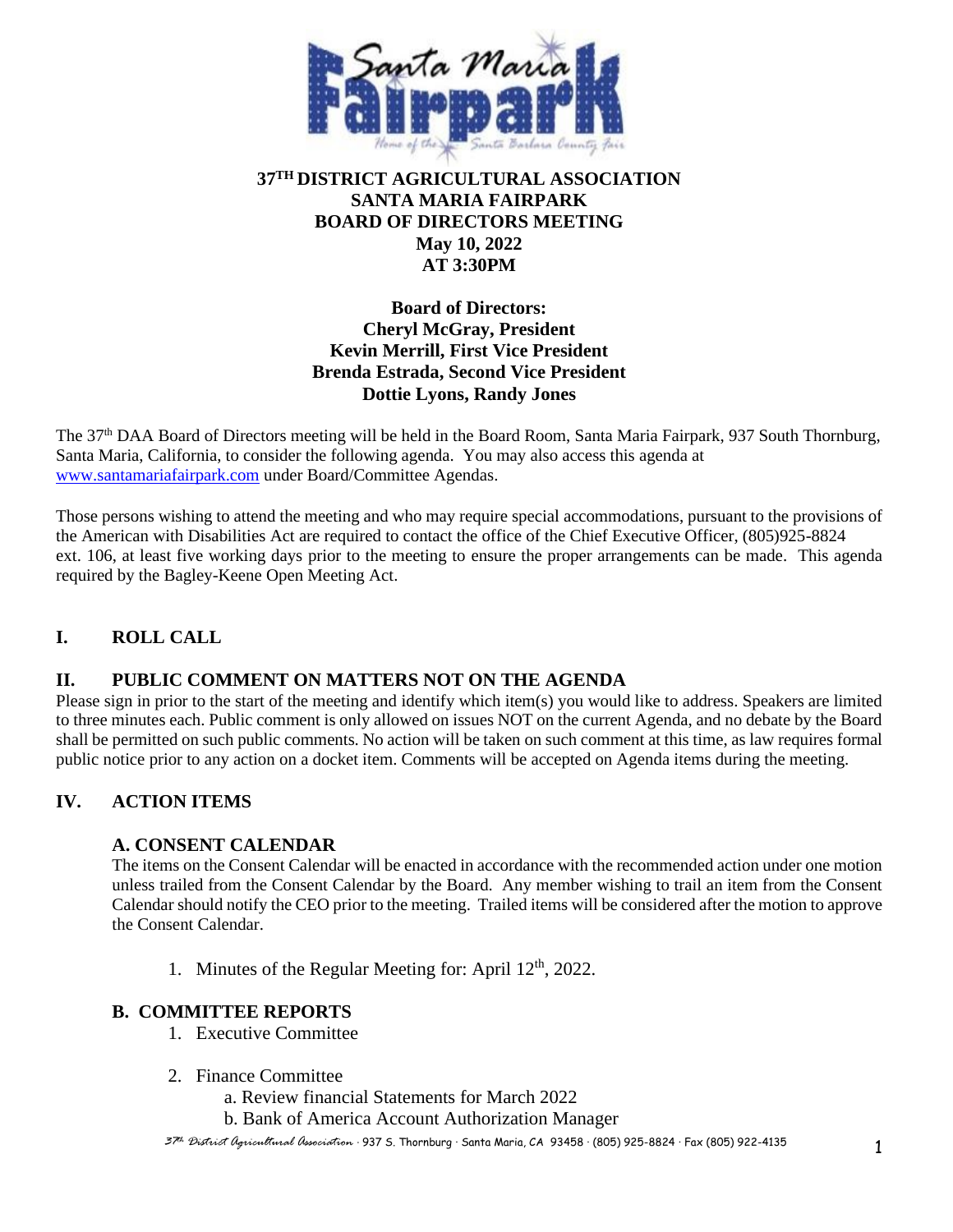# 37[TH] DISTRICT AGRICULTURAL ASSOCIATION
# SANTA MARIA FAIRPARK
# BOARD OF DIRECTORS MEETING
# May 10, 2022
# AT 3:30PM

**Board of Directors:**
**Cheryl McGray, President**
**Kevin Merrill, First Vice President**
**Brenda Estrada, Second Vice President**
**Dottie Lyons, Randy Jones**

The 37[th] DAA Board of Directors meeting will be held in the Board Room, Santa Maria Fairpark, 937 South Thornburg, Santa Maria, California, to consider the following agenda. You may also access this agenda at www.santamariafairpark.com under Board/Committee Agendas.

Those persons wishing to attend the meeting and who may require special accommodations, pursuant to the provisions of the American with Disabilities Act are required to contact the office of the Chief Executive Officer, (805)925-8824 ext. 106, at least five working days prior to the meeting to ensure the proper arrangements can be made. This agenda required by the Bagley-Keene Open Meeting Act.

## I. ROLL CALL

## II. PUBLIC COMMENT ON MATTERS NOT ON THE AGENDA

Please sign in prior to the start of the meeting and identify which item(s) you would like to address. Speakers are limited to three minutes each. Public comment is only allowed on issues NOT on the current Agenda, and no debate by the Board shall be permitted on such public comments. No action will be taken on such comment at this time, as law requires formal public notice prior to any action on a docket item. Comments will be accepted on Agenda items during the meeting.

## IV. ACTION ITEMS

### A. CONSENT CALENDAR

The items on the Consent Calendar will be enacted in accordance with the recommended action under one motion unless trailed from the Consent Calendar by the Board. Any member wishing to trail an item from the Consent Calendar should notify the CEO prior to the meeting. Trailed items will be considered after the motion to approve the Consent Calendar.

1. Minutes of the Regular Meeting for: April 12[th], 2022.

### B. COMMITTEE REPORTS

1. Executive Committee
2. Finance Committee
   a. Review financial Statements for March 2022
   b. Bank of America Account Authorization Manager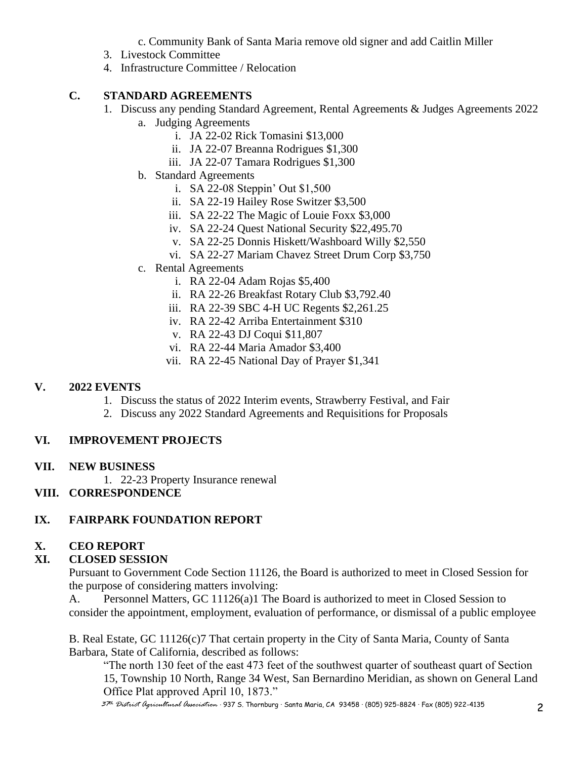c. Community Bank of Santa Maria remove old signer and add Caitlin Miller

3. Livestock Committee
4. Infrastructure Committee / Relocation

### C. STANDARD AGREEMENTS

1. Discuss any pending Standard Agreement, Rental Agreements & Judges Agreements 2022
   a. Judging Agreements
      i. JA 22-02 Rick Tomasini $13,000
      ii. JA 22-07 Breanna Rodrigues $1,300
      iii. JA 22-07 Tamara Rodrigues $1,300
   b. Standard Agreements
      i. SA 22-08 Steppin' Out $1,500
      ii. SA 22-19 Hailey Rose Switzer $3,500
      iii. SA 22-22 The Magic of Louie Foxx $3,000
      iv. SA 22-24 Quest National Security $22,495.70
      v. SA 22-25 Donnis Hiskett/Washboard Willy $2,550
      vi. SA 22-27 Mariam Chavez Street Drum Corp $3,750
   c. Rental Agreements
      i. RA 22-04 Adam Rojas $5,400
      ii. RA 22-26 Breakfast Rotary Club $3,792.40
      iii. RA 22-39 SBC 4-H UC Regents $2,261.25
      iv. RA 22-42 Arriba Entertainment $310
      v. RA 22-43 DJ Coqui $11,807
      vi. RA 22-44 Maria Amador $3,400
      vii. RA 22-45 National Day of Prayer $1,341

## V. 2022 EVENTS

1. Discuss the status of 2022 Interim events, Strawberry Festival, and Fair
2. Discuss any 2022 Standard Agreements and Requisitions for Proposals

## VI. IMPROVEMENT PROJECTS

## VII. NEW BUSINESS

1. 22-23 Property Insurance renewal

## VIII. CORRESPONDENCE

## IX. FAIRPARK FOUNDATION REPORT

## X. CEO REPORT

## XI. CLOSED SESSION

Pursuant to Government Code Section 11126, the Board is authorized to meet in Closed Session for the purpose of considering matters involving:

A. Personnel Matters, GC 11126(a)1 The Board is authorized to meet in Closed Session to consider the appointment, employment, evaluation of performance, or dismissal of a public employee

B. Real Estate, GC 11126(c)7 That certain property in the City of Santa Maria, County of Santa Barbara, State of California, described as follows:

> "The north 130 feet of the east 473 feet of the southwest quarter of southeast quart of Section 15, Township 10 North, Range 34 West, San Bernardino Meridian, as shown on General Land Office Plat approved April 10, 1873."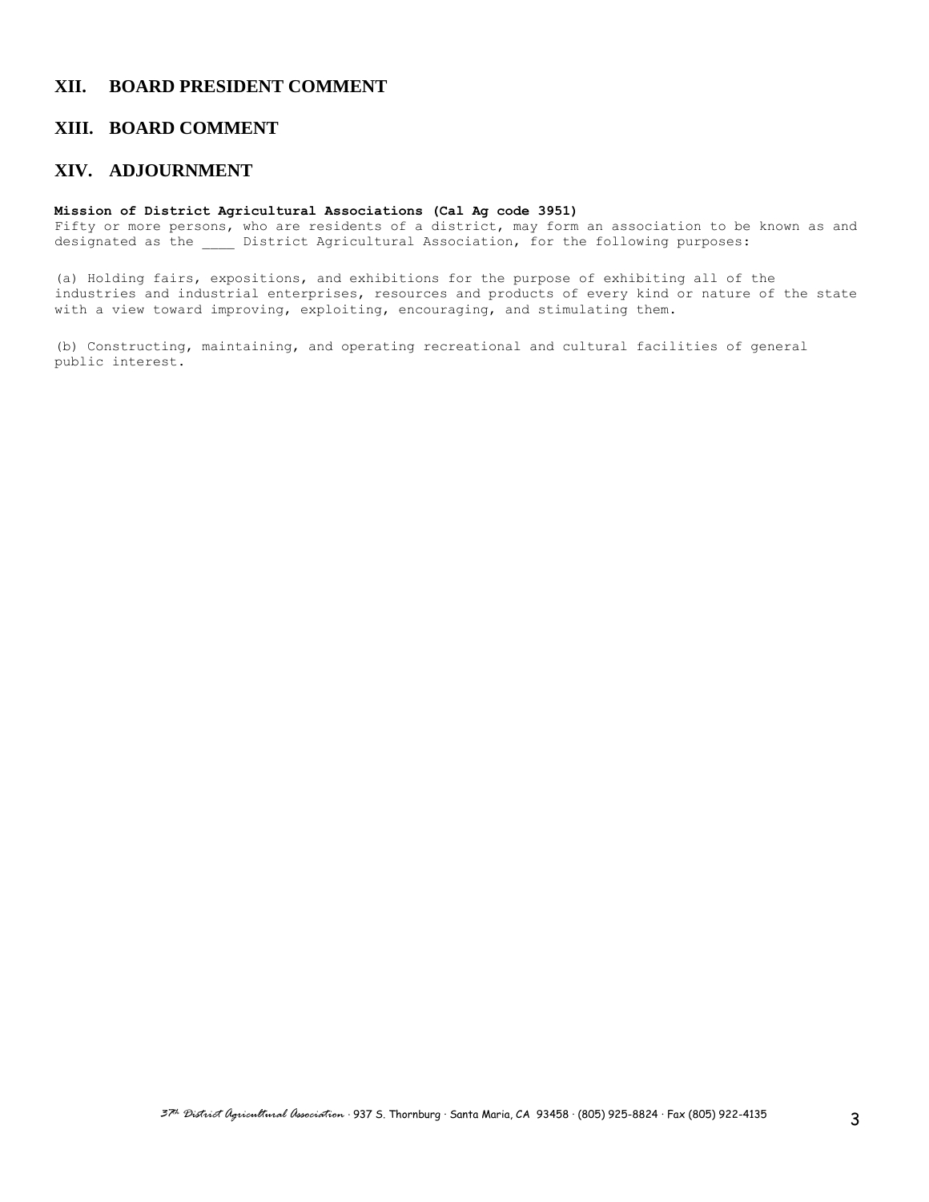## XII. BOARD PRESIDENT COMMENT

## XIII. BOARD COMMENT

## XIV. ADJOURNMENT

**Mission of District Agricultural Associations (Cal Ag code 3951)**
Fifty or more persons, who are residents of a district, may form an association to be known as and designated as the ____ District Agricultural Association, for the following purposes:

(a) Holding fairs, expositions, and exhibitions for the purpose of exhibiting all of the industries and industrial enterprises, resources and products of every kind or nature of the state with a view toward improving, exploiting, encouraging, and stimulating them.

(b) Constructing, maintaining, and operating recreational and cultural facilities of general public interest.